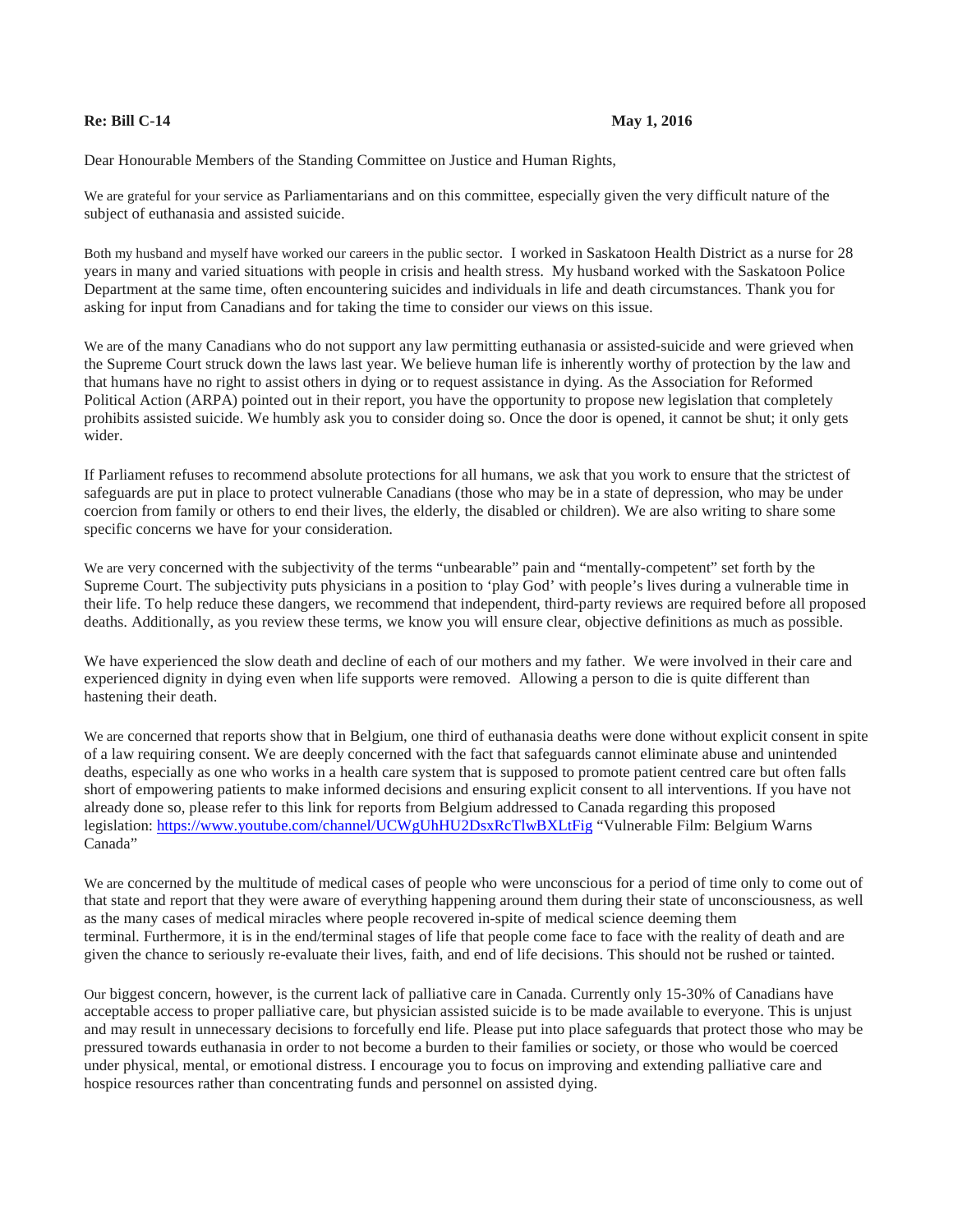**Re: Bill C-14** **May 1, 2016**

Dear Honourable Members of the Standing Committee on Justice and Human Rights,

We are grateful for your service as Parliamentarians and on this committee, especially given the very difficult nature of the subject of euthanasia and assisted suicide.

Both my husband and myself have worked our careers in the public sector. I worked in Saskatoon Health District as a nurse for 28 years in many and varied situations with people in crisis and health stress. My husband worked with the Saskatoon Police Department at the same time, often encountering suicides and individuals in life and death circumstances. Thank you for asking for input from Canadians and for taking the time to consider our views on this issue.

We are of the many Canadians who do not support any law permitting euthanasia or assisted-suicide and were grieved when the Supreme Court struck down the laws last year. We believe human life is inherently worthy of protection by the law and that humans have no right to assist others in dying or to request assistance in dying. As the Association for Reformed Political Action (ARPA) pointed out in their report, you have the opportunity to propose new legislation that completely prohibits assisted suicide. We humbly ask you to consider doing so. Once the door is opened, it cannot be shut; it only gets wider.

If Parliament refuses to recommend absolute protections for all humans, we ask that you work to ensure that the strictest of safeguards are put in place to protect vulnerable Canadians (those who may be in a state of depression, who may be under coercion from family or others to end their lives, the elderly, the disabled or children). We are also writing to share some specific concerns we have for your consideration.

We are very concerned with the subjectivity of the terms "unbearable" pain and "mentally-competent" set forth by the Supreme Court. The subjectivity puts physicians in a position to 'play God' with people's lives during a vulnerable time in their life. To help reduce these dangers, we recommend that independent, third-party reviews are required before all proposed deaths. Additionally, as you review these terms, we know you will ensure clear, objective definitions as much as possible.

We have experienced the slow death and decline of each of our mothers and my father. We were involved in their care and experienced dignity in dying even when life supports were removed. Allowing a person to die is quite different than hastening their death.

We are concerned that reports show that in Belgium, one third of euthanasia deaths were done without explicit consent in spite of a law requiring consent. We are deeply concerned with the fact that safeguards cannot eliminate abuse and unintended deaths, especially as one who works in a health care system that is supposed to promote patient centred care but often falls short of empowering patients to make informed decisions and ensuring explicit consent to all interventions. If you have not already done so, please refer to this link for reports from Belgium addressed to Canada regarding this proposed legislation: [https://www.youtube.com/channel/UCWgUhHU2DsxRcTlwBXLtFig](https://www.youtube.com/channel/UCWgUhHU2DsxRcTlwBXLtFig) "Vulnerable Film: Belgium Warns Canada"

We are concerned by the multitude of medical cases of people who were unconscious for a period of time only to come out of that state and report that they were aware of everything happening around them during their state of unconsciousness, as well as the many cases of medical miracles where people recovered in-spite of medical science deeming them terminal. Furthermore, it is in the end/terminal stages of life that people come face to face with the reality of death and are given the chance to seriously re-evaluate their lives, faith, and end of life decisions. This should not be rushed or tainted.

Our biggest concern, however, is the current lack of palliative care in Canada. Currently only 15-30% of Canadians have acceptable access to proper palliative care, but physician assisted suicide is to be made available to everyone. This is unjust and may result in unnecessary decisions to forcefully end life. Please put into place safeguards that protect those who may be pressured towards euthanasia in order to not become a burden to their families or society, or those who would be coerced under physical, mental, or emotional distress. I encourage you to focus on improving and extending palliative care and hospice resources rather than concentrating funds and personnel on assisted dying.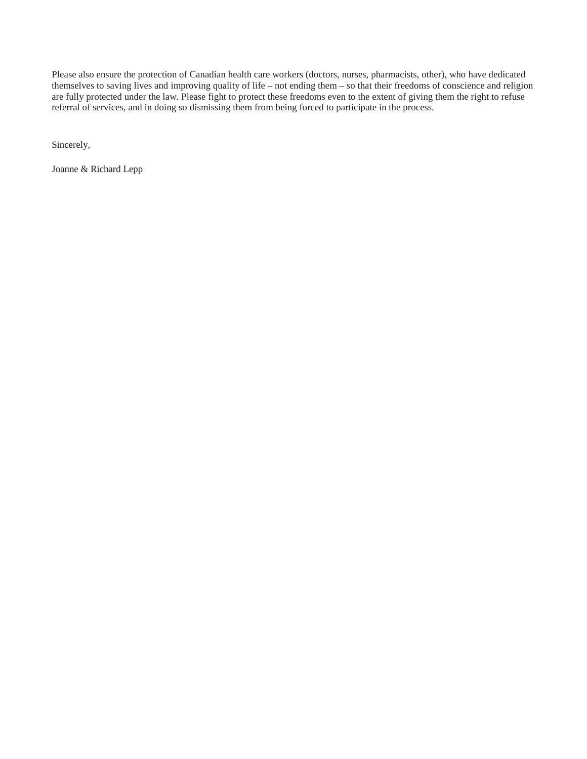Please also ensure the protection of Canadian health care workers (doctors, nurses, pharmacists, other), who have dedicated themselves to saving lives and improving quality of life – not ending them – so that their freedoms of conscience and religion are fully protected under the law. Please fight to protect these freedoms even to the extent of giving them the right to refuse referral of services, and in doing so dismissing them from being forced to participate in the process.

Sincerely,

Joanne & Richard Lepp